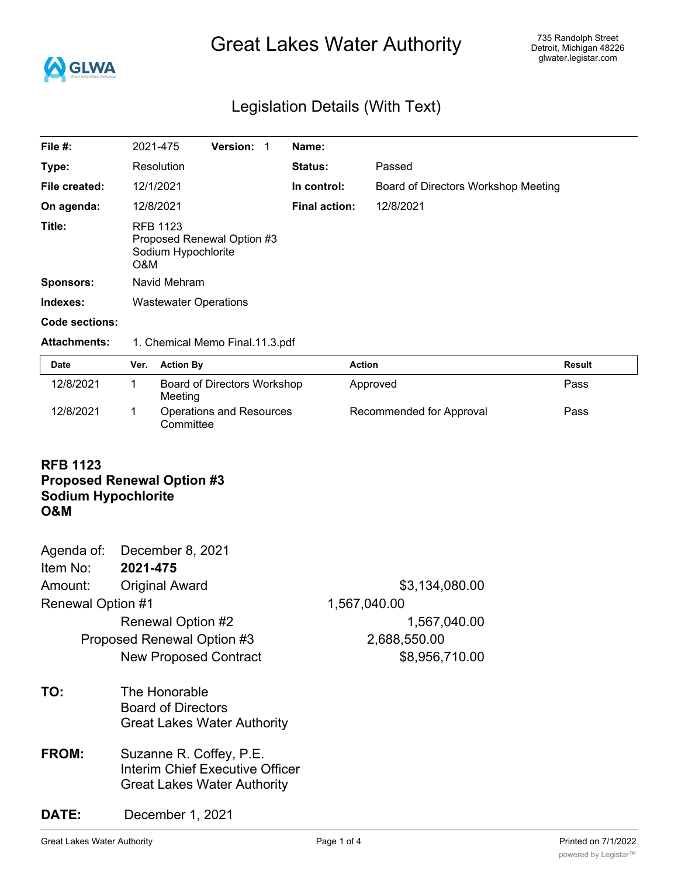# Great Lakes Water Authority

735 Randolph Street
Detroit, Michigan 48226
glwater.legistar.com

## Legislation Details (With Text)

| | | | |
|---|---|---|---|
| **File #:** | 2021-475 **Version:** 1 | **Name:** | |
| **Type:** | Resolution | **Status:** | Passed |
| **File created:** | 12/1/2021 | **In control:** | Board of Directors Workshop Meeting |
| **On agenda:** | 12/8/2021 | **Final action:** | 12/8/2021 |
| **Title:** | RFB 1123<br>Proposed Renewal Option #3<br>Sodium Hypochlorite<br>O&M | | |
| **Sponsors:** | Navid Mehram | | |
| **Indexes:** | Wastewater Operations | | |
| **Code sections:** | | | |
| **Attachments:** | 1. Chemical Memo Final.11.3.pdf | | |

| Date | Ver. | Action By | Action | Result |
|---|---|---|---|---|
| 12/8/2021 | 1 | Board of Directors Workshop Meeting | Approved | Pass |
| 12/8/2021 | 1 | Operations and Resources Committee | Recommended for Approval | Pass |

**RFB 1123**
**Proposed Renewal Option #3**
**Sodium Hypochlorite**
**O&M**

| | | |
|---|---|---|
| Agenda of: | December 8, 2021 | |
| Item No: | **2021-475** | |
| Amount: | Original Award | $3,134,080.00 |
| | Renewal Option #1 | 1,567,040.00 |
| | Renewal Option #2 | 1,567,040.00 |
| | Proposed Renewal Option #3 | 2,688,550.00 |
| | New Proposed Contract | $8,956,710.00 |

**TO:** The Honorable
Board of Directors
Great Lakes Water Authority

**FROM:** Suzanne R. Coffey, P.E.
Interim Chief Executive Officer
Great Lakes Water Authority

**DATE:** December 1, 2021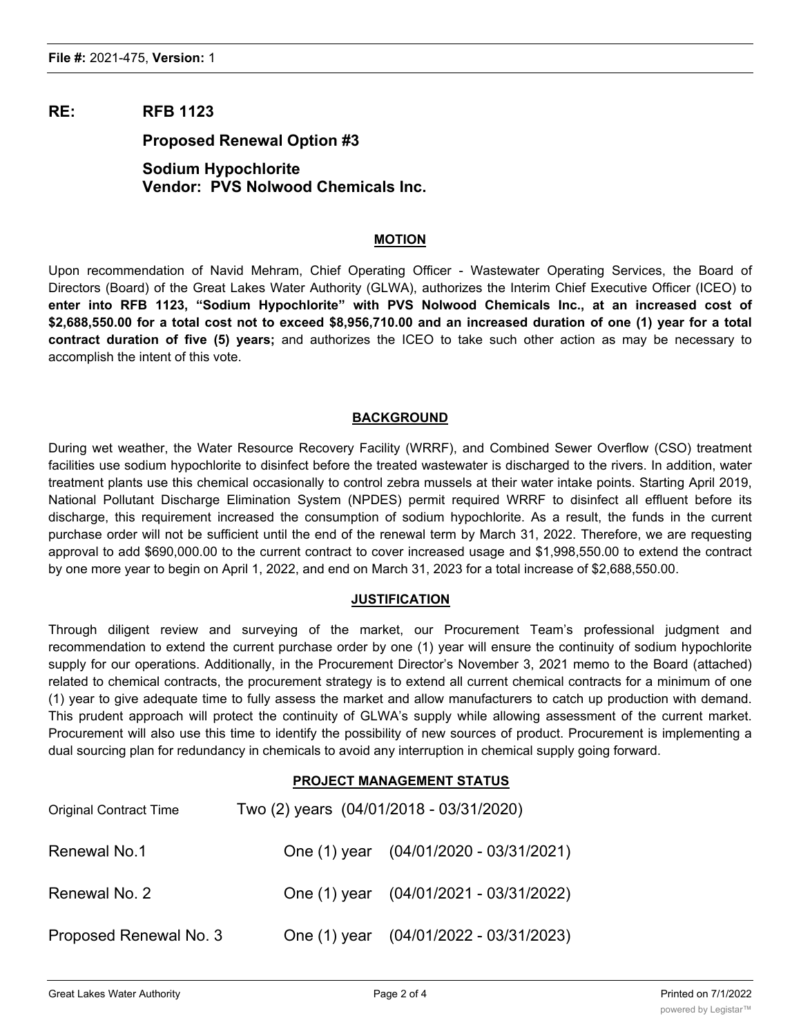**RE: RFB 1123**

**Proposed Renewal Option #3**

**Sodium Hypochlorite**
**Vendor: PVS Nolwood Chemicals Inc.**

## MOTION

Upon recommendation of Navid Mehram, Chief Operating Officer - Wastewater Operating Services, the Board of Directors (Board) of the Great Lakes Water Authority (GLWA), authorizes the Interim Chief Executive Officer (ICEO) to **enter into RFB 1123, "Sodium Hypochlorite" with PVS Nolwood Chemicals Inc., at an increased cost of $2,688,550.00 for a total cost not to exceed $8,956,710.00 and an increased duration of one (1) year for a total contract duration of five (5) years;** and authorizes the ICEO to take such other action as may be necessary to accomplish the intent of this vote.

## BACKGROUND

During wet weather, the Water Resource Recovery Facility (WRRF), and Combined Sewer Overflow (CSO) treatment facilities use sodium hypochlorite to disinfect before the treated wastewater is discharged to the rivers. In addition, water treatment plants use this chemical occasionally to control zebra mussels at their water intake points. Starting April 2019, National Pollutant Discharge Elimination System (NPDES) permit required WRRF to disinfect all effluent before its discharge, this requirement increased the consumption of sodium hypochlorite. As a result, the funds in the current purchase order will not be sufficient until the end of the renewal term by March 31, 2022. Therefore, we are requesting approval to add $690,000.00 to the current contract to cover increased usage and $1,998,550.00 to extend the contract by one more year to begin on April 1, 2022, and end on March 31, 2023 for a total increase of $2,688,550.00.

## JUSTIFICATION

Through diligent review and surveying of the market, our Procurement Team's professional judgment and recommendation to extend the current purchase order by one (1) year will ensure the continuity of sodium hypochlorite supply for our operations. Additionally, in the Procurement Director's November 3, 2021 memo to the Board (attached) related to chemical contracts, the procurement strategy is to extend all current chemical contracts for a minimum of one (1) year to give adequate time to fully assess the market and allow manufacturers to catch up production with demand. This prudent approach will protect the continuity of GLWA's supply while allowing assessment of the current market. Procurement will also use this time to identify the possibility of new sources of product. Procurement is implementing a dual sourcing plan for redundancy in chemicals to avoid any interruption in chemical supply going forward.

## PROJECT MANAGEMENT STATUS

| | | |
|---|---|---|
| Original Contract Time | Two (2) years | (04/01/2018 - 03/31/2020) |
| Renewal No.1 | One (1) year | (04/01/2020 - 03/31/2021) |
| Renewal No. 2 | One (1) year | (04/01/2021 - 03/31/2022) |
| Proposed Renewal No. 3 | One (1) year | (04/01/2022 - 03/31/2023) |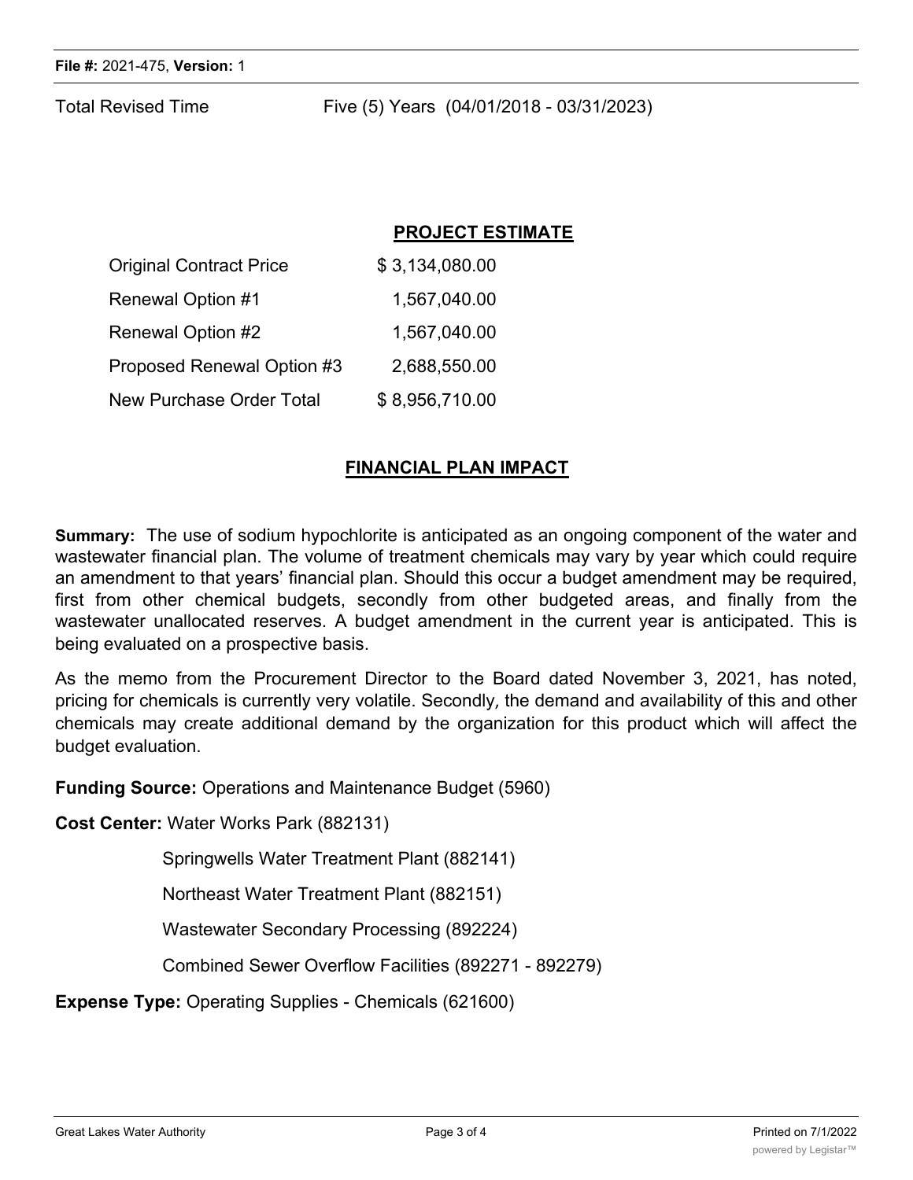Total Revised Time Five (5) Years (04/01/2018 - 03/31/2023)

## PROJECT ESTIMATE

| | |
|---|---|
| Original Contract Price | $ 3,134,080.00 |
| Renewal Option #1 | 1,567,040.00 |
| Renewal Option #2 | 1,567,040.00 |
| Proposed Renewal Option #3 | 2,688,550.00 |
| New Purchase Order Total | $ 8,956,710.00 |

## FINANCIAL PLAN IMPACT

**Summary:** The use of sodium hypochlorite is anticipated as an ongoing component of the water and wastewater financial plan. The volume of treatment chemicals may vary by year which could require an amendment to that years' financial plan. Should this occur a budget amendment may be required, first from other chemical budgets, secondly from other budgeted areas, and finally from the wastewater unallocated reserves. A budget amendment in the current year is anticipated. This is being evaluated on a prospective basis.

As the memo from the Procurement Director to the Board dated November 3, 2021, has noted, pricing for chemicals is currently very volatile. Secondly, the demand and availability of this and other chemicals may create additional demand by the organization for this product which will affect the budget evaluation.

**Funding Source:** Operations and Maintenance Budget (5960)

**Cost Center:** Water Works Park (882131)

Springwells Water Treatment Plant (882141)

Northeast Water Treatment Plant (882151)

Wastewater Secondary Processing (892224)

Combined Sewer Overflow Facilities (892271 - 892279)

**Expense Type:** Operating Supplies - Chemicals (621600)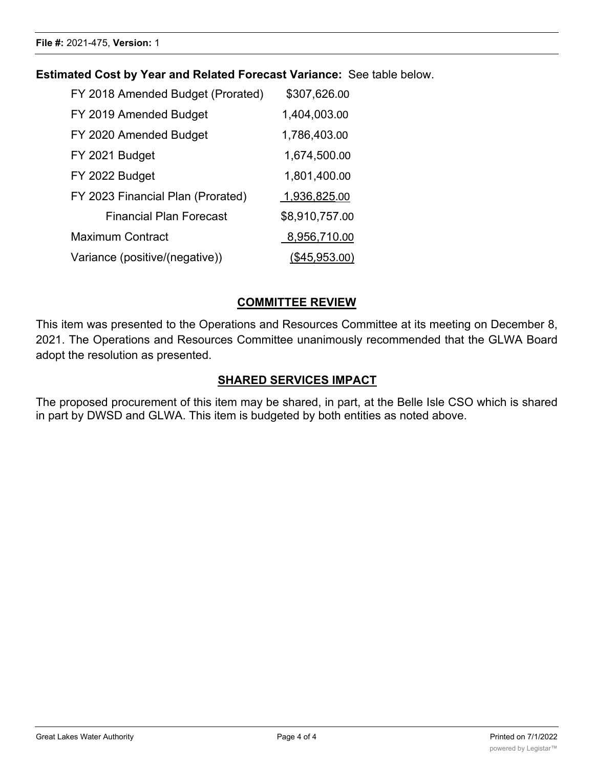**Estimated Cost by Year and Related Forecast Variance:** See table below.

| | |
|---|---|
| FY 2018 Amended Budget (Prorated) | $307,626.00 |
| FY 2019 Amended Budget | 1,404,003.00 |
| FY 2020 Amended Budget | 1,786,403.00 |
| FY 2021 Budget | 1,674,500.00 |
| FY 2022 Budget | 1,801,400.00 |
| FY 2023 Financial Plan (Prorated) | 1,936,825.00 |
| Financial Plan Forecast | $8,910,757.00 |
| Maximum Contract | 8,956,710.00 |
| Variance (positive/(negative)) | ($45,953.00) |

## COMMITTEE REVIEW

This item was presented to the Operations and Resources Committee at its meeting on December 8, 2021. The Operations and Resources Committee unanimously recommended that the GLWA Board adopt the resolution as presented.

## SHARED SERVICES IMPACT

The proposed procurement of this item may be shared, in part, at the Belle Isle CSO which is shared in part by DWSD and GLWA. This item is budgeted by both entities as noted above.